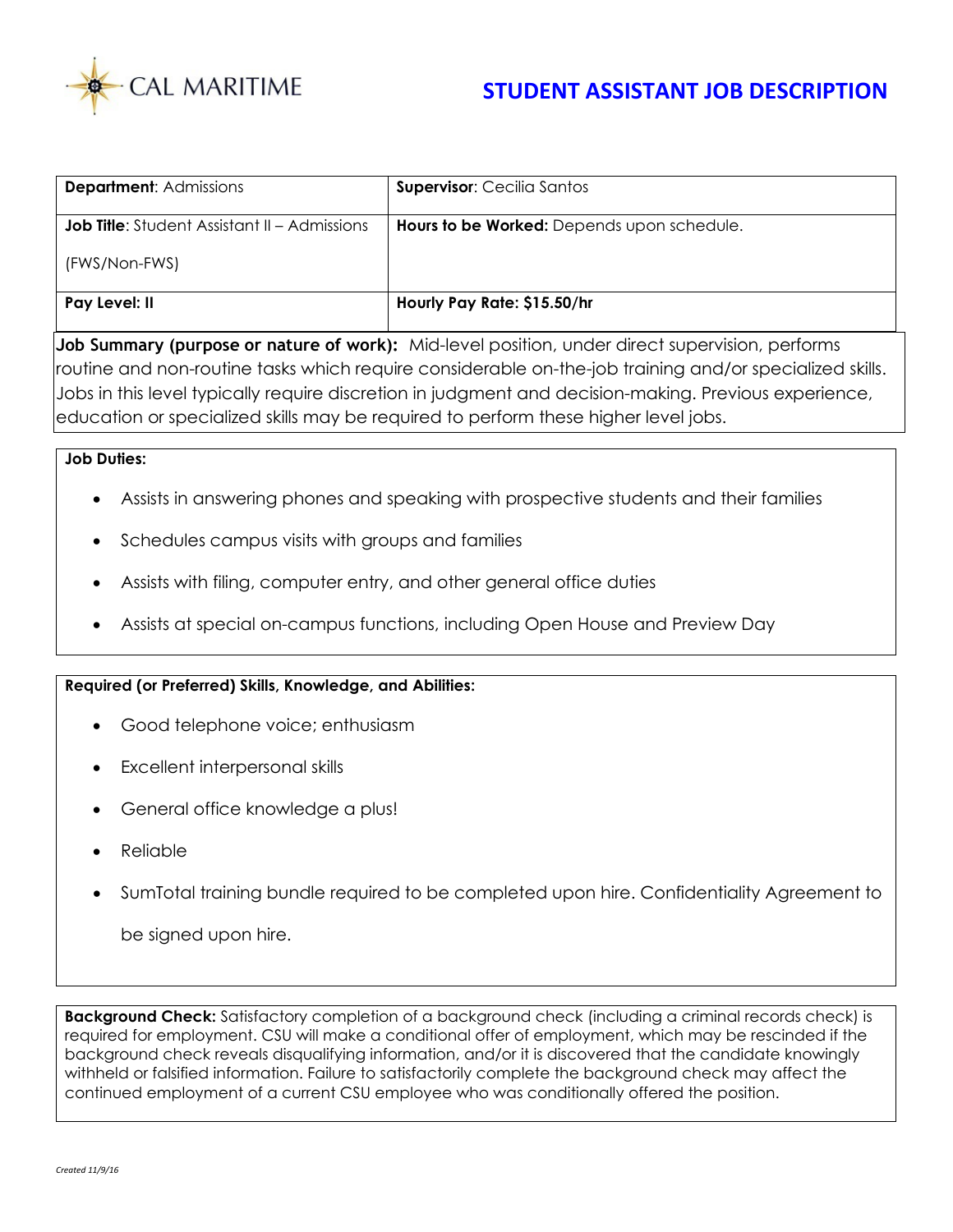CAL MARITIME

# STUDENT ASSISTANT JOB DESCRIPTION

| **Department**: Admissions | **Supervisor**: Cecilia Santos |
|---|---|
| **Job Title**: Student Assistant II – Admissions (FWS/Non-FWS) | **Hours to be Worked:** Depends upon schedule. |
| **Pay Level: II** | **Hourly Pay Rate: $15.50/hr** |

**Job Summary (purpose or nature of work):** Mid-level position, under direct supervision, performs routine and non-routine tasks which require considerable on-the-job training and/or specialized skills. Jobs in this level typically require discretion in judgment and decision-making. Previous experience, education or specialized skills may be required to perform these higher level jobs.

**Job Duties:**

- Assists in answering phones and speaking with prospective students and their families
- Schedules campus visits with groups and families
- Assists with filing, computer entry, and other general office duties
- Assists at special on-campus functions, including Open House and Preview Day

**Required (or Preferred) Skills, Knowledge, and Abilities:**

- Good telephone voice; enthusiasm
- Excellent interpersonal skills
- General office knowledge a plus!
- Reliable
- SumTotal training bundle required to be completed upon hire. Confidentiality Agreement to be signed upon hire.

**Background Check:** Satisfactory completion of a background check (including a criminal records check) is required for employment. CSU will make a conditional offer of employment, which may be rescinded if the background check reveals disqualifying information, and/or it is discovered that the candidate knowingly withheld or falsified information. Failure to satisfactorily complete the background check may affect the continued employment of a current CSU employee who was conditionally offered the position.

*Created 11/9/16*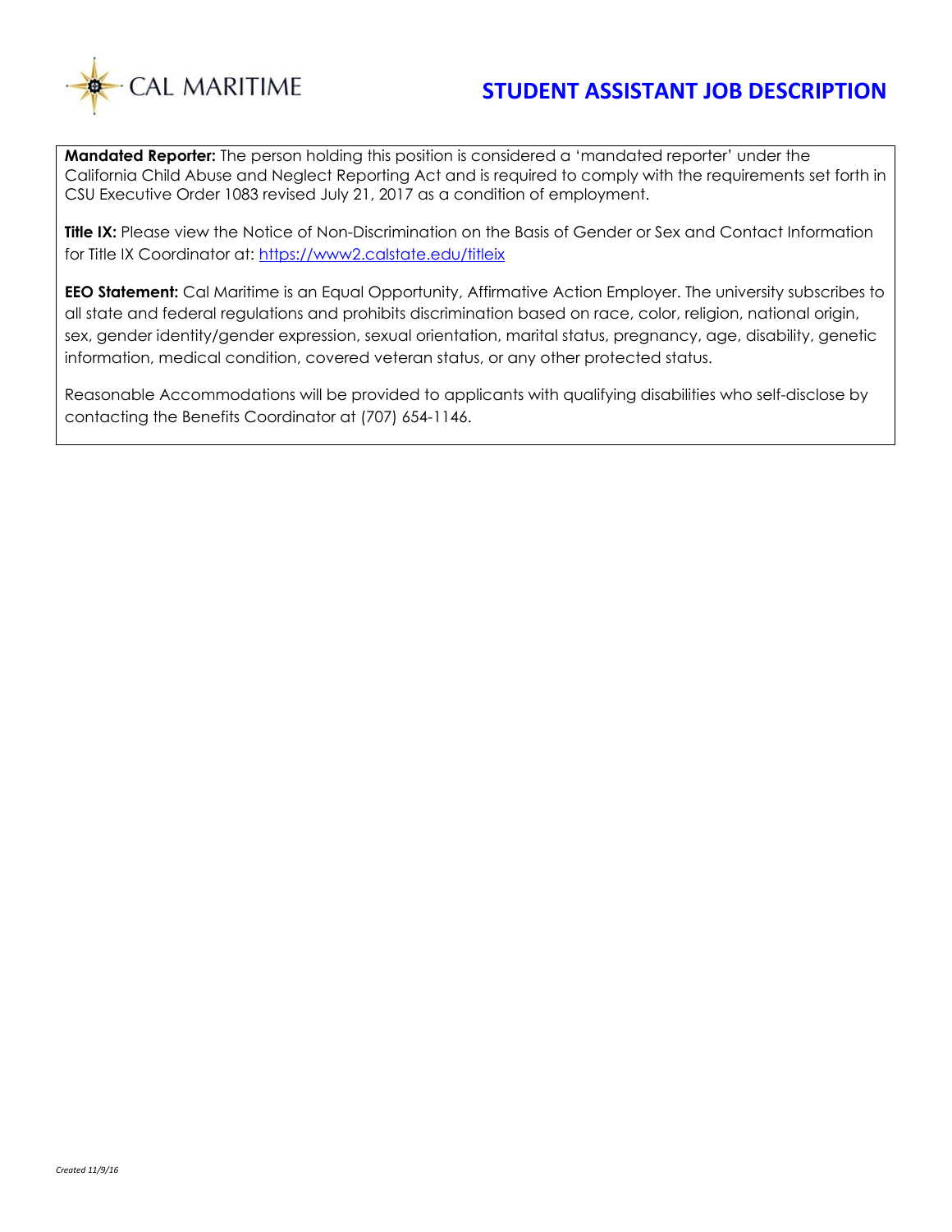**Mandated Reporter:** The person holding this position is considered a 'mandated reporter' under the California Child Abuse and Neglect Reporting Act and is required to comply with the requirements set forth in CSU Executive Order 1083 revised July 21, 2017 as a condition of employment.

**Title IX:** Please view the Notice of Non-Discrimination on the Basis of Gender or Sex and Contact Information for Title IX Coordinator at: [https://www2.calstate.edu/titleix](https://www2.calstate.edu/titleix)

**EEO Statement:** Cal Maritime is an Equal Opportunity, Affirmative Action Employer. The university subscribes to all state and federal regulations and prohibits discrimination based on race, color, religion, national origin, sex, gender identity/gender expression, sexual orientation, marital status, pregnancy, age, disability, genetic information, medical condition, covered veteran status, or any other protected status.

Reasonable Accommodations will be provided to applicants with qualifying disabilities who self-disclose by contacting the Benefits Coordinator at (707) 654-1146.